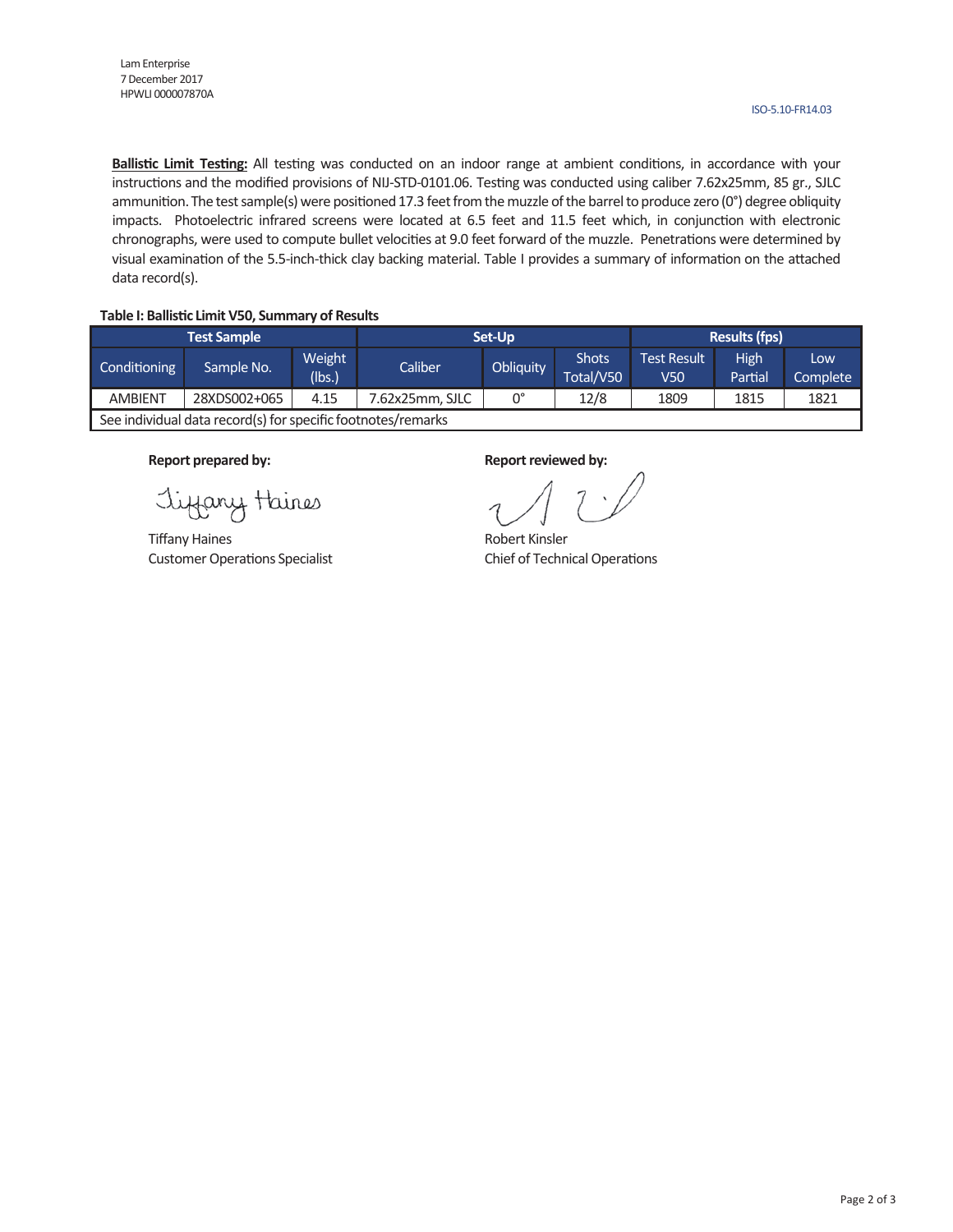Lam Enterprise
7 December 2017
HPWLI 000007870A

ISO-5.10-FR14.03

**Ballistic Limit Testing:** All testing was conducted on an indoor range at ambient conditions, in accordance with your instructions and the modified provisions of NIJ-STD-0101.06. Testing was conducted using caliber 7.62x25mm, 85 gr., SJLC ammunition. The test sample(s) were positioned 17.3 feet from the muzzle of the barrel to produce zero (0°) degree obliquity impacts. Photoelectric infrared screens were located at 6.5 feet and 11.5 feet which, in conjunction with electronic chronographs, were used to compute bullet velocities at 9.0 feet forward of the muzzle. Penetrations were determined by visual examination of the 5.5-inch-thick clay backing material. Table I provides a summary of information on the attached data record(s).

**Table I: Ballistic Limit V50, Summary of Results**

| Test Sample | | | Set-Up | | | Results (fps) | | |
|---|---|---|---|---|---|---|---|---|
| Conditioning | Sample No. | Weight (lbs.) | Caliber | Obliquity | Shots Total/V50 | Test Result V50 | High Partial | Low Complete |
| AMBIENT | 28XDS002+065 | 4.15 | 7.62x25mm, SJLC | 0° | 12/8 | 1809 | 1815 | 1821 |
| See individual data record(s) for specific footnotes/remarks | | | | | | | | |

**Report prepared by:**

Tiffany Haines
Customer Operations Specialist

**Report reviewed by:**

Robert Kinsler
Chief of Technical Operations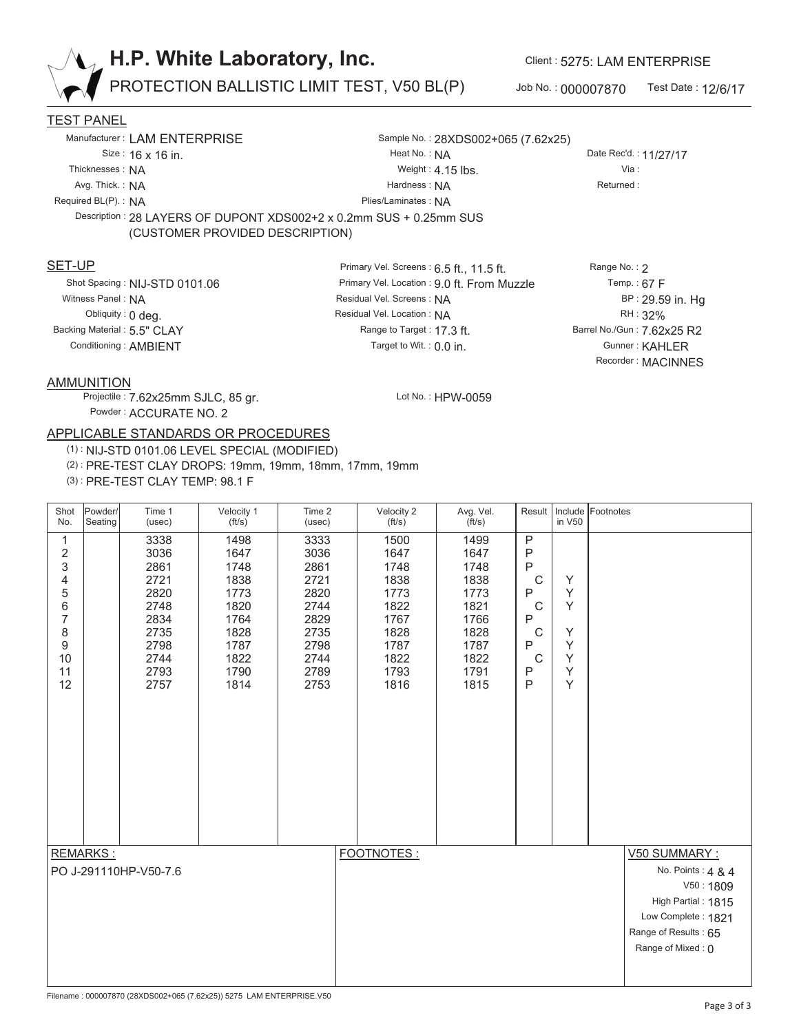# H.P. White Laboratory, Inc.

PROTECTION BALLISTIC LIMIT TEST, V50 BL(P)

Client : 5275: LAM ENTERPRISE

Job No. : 000007870 Test Date : 12/6/17

## TEST PANEL

Manufacturer : LAM ENTERPRISE
Size : 16 x 16 in.
Thicknesses : NA
Avg. Thick. : NA
Required BL(P). : NA

Sample No. : 28XDS002+065 (7.62x25)
Heat No. : NA
Weight : 4.15 lbs.
Hardness : NA
Plies/Laminates : NA

Date Rec'd. : 11/27/17
Via :
Returned :

Description : 28 LAYERS OF DUPONT XDS002+2 x 0.2mm SUS + 0.25mm SUS (CUSTOMER PROVIDED DESCRIPTION)

## SET-UP

Shot Spacing : NIJ-STD 0101.06
Witness Panel : NA
Obliquity : 0 deg.
Backing Material : 5.5" CLAY
Conditioning : AMBIENT

Primary Vel. Screens : 6.5 ft., 11.5 ft.
Primary Vel. Location : 9.0 ft. From Muzzle
Residual Vel. Screens : NA
Residual Vel. Location : NA
Range to Target : 17.3 ft.
Target to Wit. : 0.0 in.

Range No. : 2
Temp. : 67 F
BP : 29.59 in. Hg
RH : 32%
Barrel No./Gun : 7.62x25 R2
Gunner : KAHLER
Recorder : MACINNES

## AMMUNITION

Projectile : 7.62x25mm SJLC, 85 gr.
Powder : ACCURATE NO. 2

Lot No. : HPW-0059

## APPLICABLE STANDARDS OR PROCEDURES

(1) : NIJ-STD 0101.06 LEVEL SPECIAL (MODIFIED)
(2) : PRE-TEST CLAY DROPS: 19mm, 19mm, 18mm, 17mm, 19mm
(3) : PRE-TEST CLAY TEMP: 98.1 F

| Shot No. | Powder/ Seating | Time 1 (usec) | Velocity 1 (ft/s) | Time 2 (usec) | Velocity 2 (ft/s) | Avg. Vel. (ft/s) | Result | Include in V50 | Footnotes |
|---|---|---|---|---|---|---|---|---|---|
| 1 | | 3338 | 1498 | 3333 | 1500 | 1499 | P | | |
| 2 | | 3036 | 1647 | 3036 | 1647 | 1647 | P | | |
| 3 | | 2861 | 1748 | 2861 | 1748 | 1748 | P | | |
| 4 | | 2721 | 1838 | 2721 | 1838 | 1838 | C | Y | |
| 5 | | 2820 | 1773 | 2820 | 1773 | 1773 | P | Y | |
| 6 | | 2748 | 1820 | 2744 | 1822 | 1821 | C | Y | |
| 7 | | 2834 | 1764 | 2829 | 1767 | 1766 | P | | |
| 8 | | 2735 | 1828 | 2735 | 1828 | 1828 | C | Y | |
| 9 | | 2798 | 1787 | 2798 | 1787 | 1787 | P | Y | |
| 10 | | 2744 | 1822 | 2744 | 1822 | 1822 | C | Y | |
| 11 | | 2793 | 1790 | 2789 | 1793 | 1791 | P | Y | |
| 12 | | 2757 | 1814 | 2753 | 1816 | 1815 | P | Y | |

**REMARKS :**

PO J-291110HP-V50-7.6

**FOOTNOTES :**

**V50 SUMMARY :**

No. Points : 4 & 4
V50 : 1809
High Partial : 1815
Low Complete : 1821
Range of Results : 65
Range of Mixed : 0

Filename : 000007870 (28XDS002+065 (7.62x25)) 5275 LAM ENTERPRISE.V50